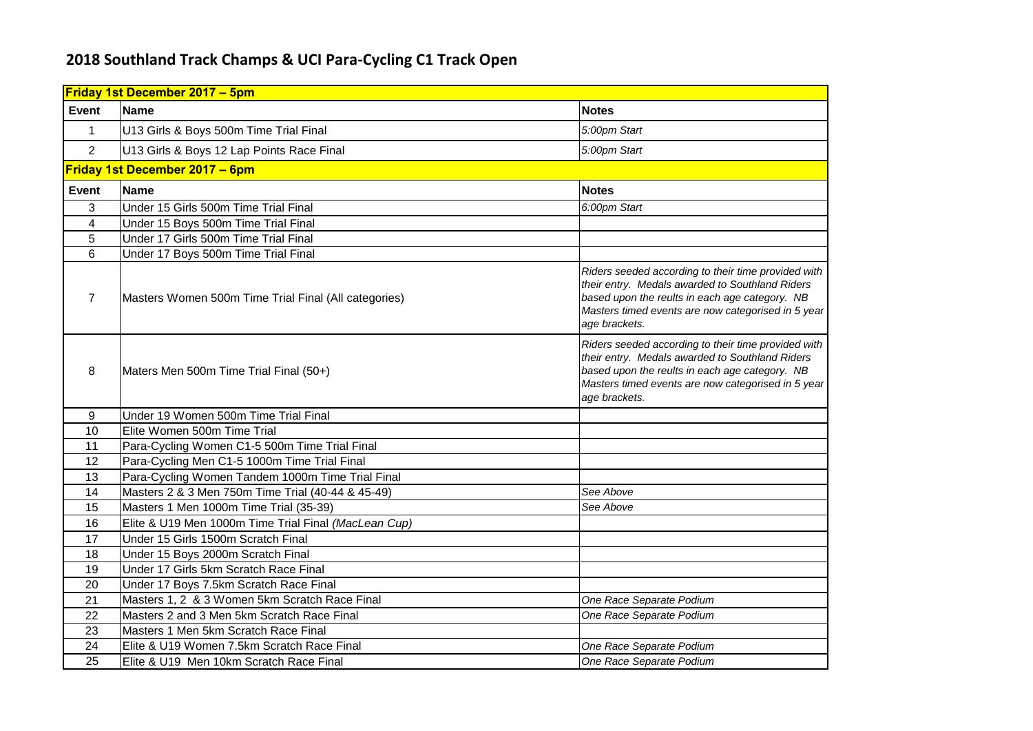# 2018 Southland Track Champs & UCI Para-Cycling C1 Track Open

| **Friday 1st December 2017 – 5pm** | | |
|---|---|---|
| **Event** | **Name** | **Notes** |
| 1 | U13 Girls & Boys 500m Time Trial Final | *5:00pm Start* |
| 2 | U13 Girls & Boys 12 Lap Points Race Final | *5:00pm Start* |
| **Friday 1st December 2017 – 6pm** | | |
| **Event** | **Name** | **Notes** |
| 3 | Under 15 Girls 500m Time Trial Final | *6:00pm Start* |
| 4 | Under 15 Boys 500m Time Trial Final | |
| 5 | Under 17 Girls 500m Time Trial Final | |
| 6 | Under 17 Boys 500m Time Trial Final | |
| 7 | Masters Women 500m Time Trial Final (All categories) | *Riders seeded according to their time provided with their entry. Medals awarded to Southland Riders based upon the reults in each age category. NB Masters timed events are now categorised in 5 year age brackets.* |
| 8 | Maters Men 500m Time Trial Final (50+) | *Riders seeded according to their time provided with their entry. Medals awarded to Southland Riders based upon the reults in each age category. NB Masters timed events are now categorised in 5 year age brackets.* |
| 9 | Under 19 Women 500m Time Trial Final | |
| 10 | Elite Women 500m Time Trial | |
| 11 | Para-Cycling Women C1-5 500m Time Trial Final | |
| 12 | Para-Cycling Men C1-5 1000m Time Trial Final | |
| 13 | Para-Cycling Women Tandem 1000m Time Trial Final | |
| 14 | Masters 2 & 3 Men 750m Time Trial (40-44 & 45-49) | *See Above* |
| 15 | Masters 1 Men 1000m Time Trial (35-39) | *See Above* |
| 16 | Elite & U19 Men 1000m Time Trial Final *(MacLean Cup)* | |
| 17 | Under 15 Girls 1500m Scratch Final | |
| 18 | Under 15 Boys 2000m Scratch Final | |
| 19 | Under 17 Girls 5km Scratch Race Final | |
| 20 | Under 17 Boys 7.5km Scratch Race Final | |
| 21 | Masters 1, 2 & 3 Women 5km Scratch Race Final | *One Race Separate Podium* |
| 22 | Masters 2 and 3 Men 5km Scratch Race Final | *One Race Separate Podium* |
| 23 | Masters 1 Men 5km Scratch Race Final | |
| 24 | Elite & U19 Women 7.5km Scratch Race Final | *One Race Separate Podium* |
| 25 | Elite & U19 Men 10km Scratch Race Final | *One Race Separate Podium* |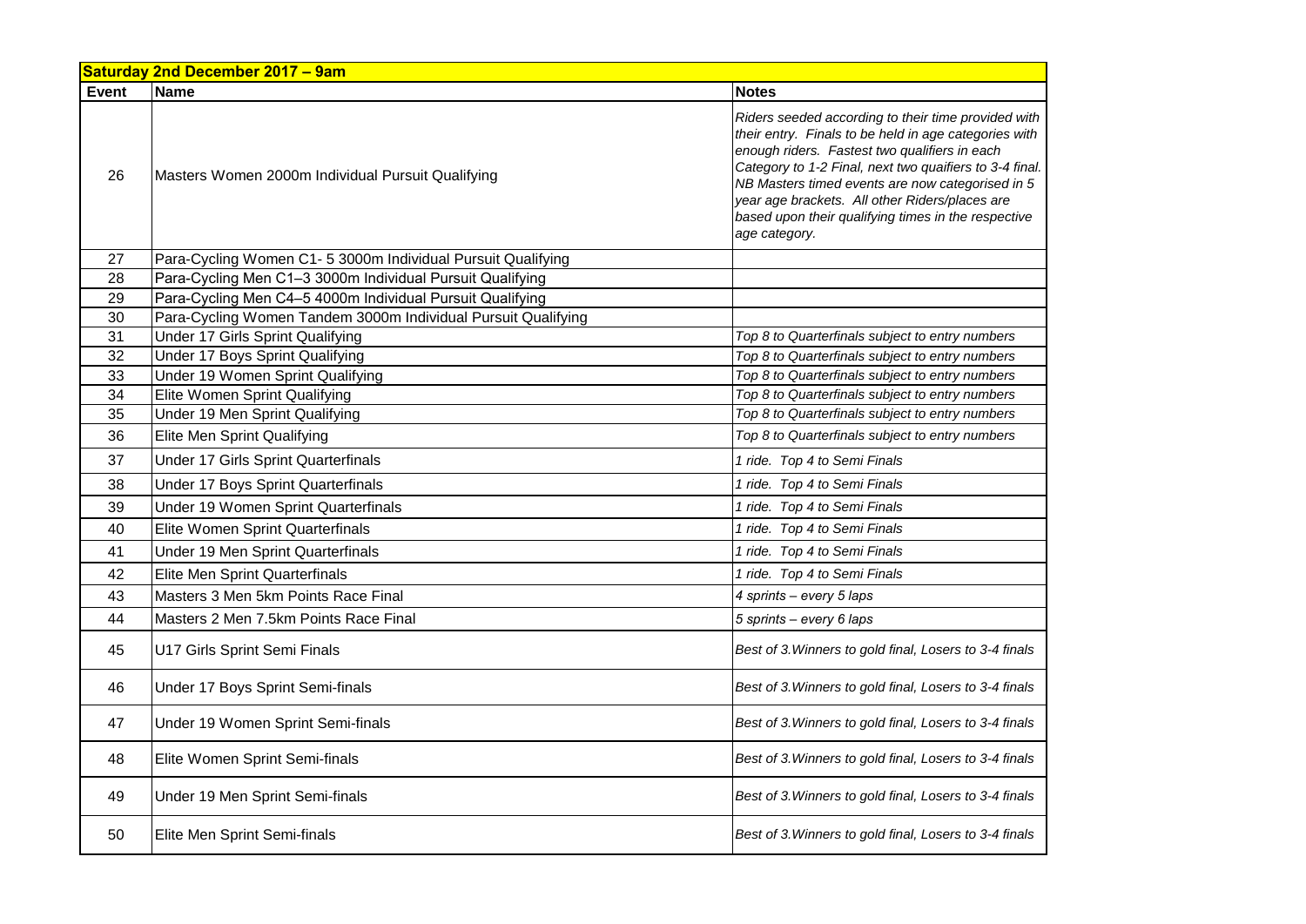| Saturday 2nd December 2017 – 9am | | |
|---|---|---|
| **Event** | **Name** | **Notes** |
| 26 | Masters Women 2000m Individual Pursuit Qualifying | *Riders seeded according to their time provided with their entry. Finals to be held in age categories with enough riders. Fastest two qualifiers in each Category to 1-2 Final, next two quaifiers to 3-4 final. NB Masters timed events are now categorised in 5 year age brackets. All other Riders/places are based upon their qualifying times in the respective age category.* |
| 27 | Para-Cycling Women C1- 5 3000m Individual Pursuit Qualifying | |
| 28 | Para-Cycling Men C1–3 3000m Individual Pursuit Qualifying | |
| 29 | Para-Cycling Men C4–5 4000m Individual Pursuit Qualifying | |
| 30 | Para-Cycling Women Tandem 3000m Individual Pursuit Qualifying | |
| 31 | Under 17 Girls Sprint Qualifying | *Top 8 to Quarterfinals subject to entry numbers* |
| 32 | Under 17 Boys Sprint Qualifying | *Top 8 to Quarterfinals subject to entry numbers* |
| 33 | Under 19 Women Sprint Qualifying | *Top 8 to Quarterfinals subject to entry numbers* |
| 34 | Elite Women Sprint Qualifying | *Top 8 to Quarterfinals subject to entry numbers* |
| 35 | Under 19 Men Sprint Qualifying | *Top 8 to Quarterfinals subject to entry numbers* |
| 36 | Elite Men Sprint Qualifying | *Top 8 to Quarterfinals subject to entry numbers* |
| 37 | Under 17 Girls Sprint Quarterfinals | *1 ride. Top 4 to Semi Finals* |
| 38 | Under 17 Boys Sprint Quarterfinals | *1 ride. Top 4 to Semi Finals* |
| 39 | Under 19 Women Sprint Quarterfinals | *1 ride. Top 4 to Semi Finals* |
| 40 | Elite Women Sprint Quarterfinals | *1 ride. Top 4 to Semi Finals* |
| 41 | Under 19 Men Sprint Quarterfinals | *1 ride. Top 4 to Semi Finals* |
| 42 | Elite Men Sprint Quarterfinals | *1 ride. Top 4 to Semi Finals* |
| 43 | Masters 3 Men 5km Points Race Final | *4 sprints – every 5 laps* |
| 44 | Masters 2 Men 7.5km Points Race Final | *5 sprints – every 6 laps* |
| 45 | U17 Girls Sprint Semi Finals | *Best of 3.Winners to gold final, Losers to 3-4 finals* |
| 46 | Under 17 Boys Sprint Semi-finals | *Best of 3.Winners to gold final, Losers to 3-4 finals* |
| 47 | Under 19 Women Sprint Semi-finals | *Best of 3.Winners to gold final, Losers to 3-4 finals* |
| 48 | Elite Women Sprint Semi-finals | *Best of 3.Winners to gold final, Losers to 3-4 finals* |
| 49 | Under 19 Men Sprint Semi-finals | *Best of 3.Winners to gold final, Losers to 3-4 finals* |
| 50 | Elite Men Sprint Semi-finals | *Best of 3.Winners to gold final, Losers to 3-4 finals* |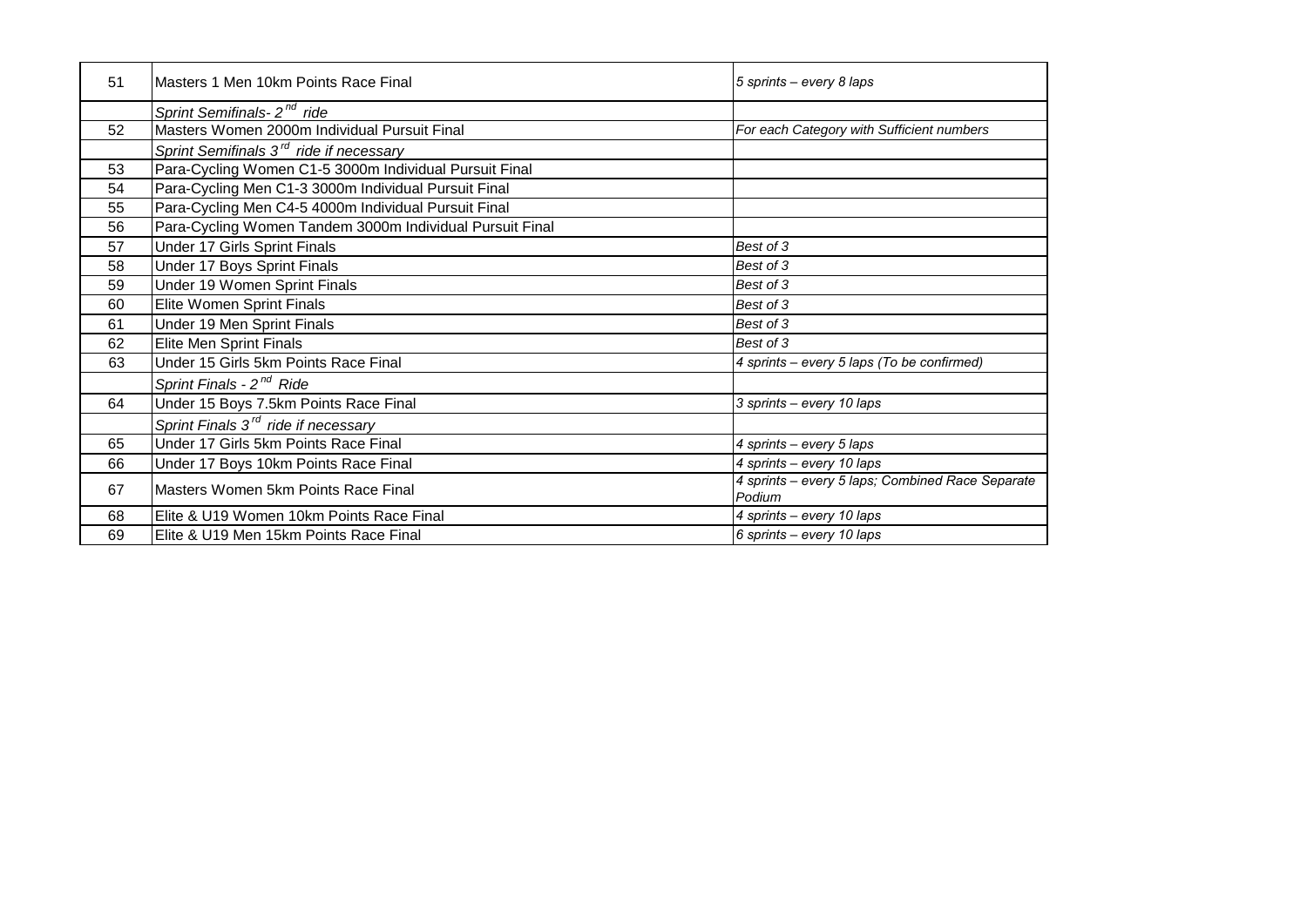| 51 | Masters 1 Men 10km Points Race Final | *5 sprints – every 8 laps* |
|---|---|---|
| | *Sprint Semifinals- 2nd ride* | |
| 52 | Masters Women 2000m Individual Pursuit Final | *For each Category with Sufficient numbers* |
| | *Sprint Semifinals 3rd ride if necessary* | |
| 53 | Para-Cycling Women C1-5 3000m Individual Pursuit Final | |
| 54 | Para-Cycling Men C1-3 3000m Individual Pursuit Final | |
| 55 | Para-Cycling Men C4-5 4000m Individual Pursuit Final | |
| 56 | Para-Cycling Women Tandem 3000m Individual Pursuit Final | |
| 57 | Under 17 Girls Sprint Finals | *Best of 3* |
| 58 | Under 17 Boys Sprint Finals | *Best of 3* |
| 59 | Under 19 Women Sprint Finals | *Best of 3* |
| 60 | Elite Women Sprint Finals | *Best of 3* |
| 61 | Under 19 Men Sprint Finals | *Best of 3* |
| 62 | Elite Men Sprint Finals | *Best of 3* |
| 63 | Under 15 Girls 5km Points Race Final | *4 sprints – every 5 laps (To be confirmed)* |
| | *Sprint Finals - 2nd Ride* | |
| 64 | Under 15 Boys 7.5km Points Race Final | *3 sprints – every 10 laps* |
| | *Sprint Finals 3rd ride if necessary* | |
| 65 | Under 17 Girls 5km Points Race Final | *4 sprints – every 5 laps* |
| 66 | Under 17 Boys 10km Points Race Final | *4 sprints – every 10 laps* |
| 67 | Masters Women 5km Points Race Final | *4 sprints – every 5 laps; Combined Race Separate Podium* |
| 68 | Elite & U19 Women 10km Points Race Final | *4 sprints – every 10 laps* |
| 69 | Elite & U19 Men 15km Points Race Final | *6 sprints – every 10 laps* |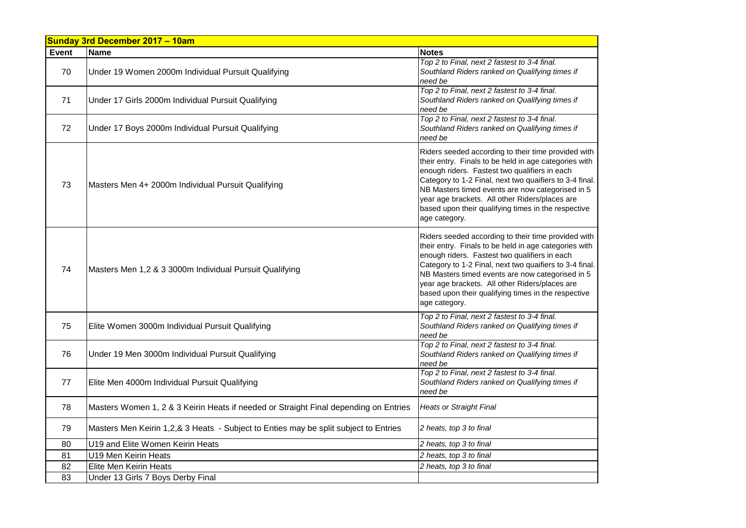| **Sunday 3rd December 2017 – 10am** | | |
|---|---|---|
| **Event** | **Name** | **Notes** |
| 70 | Under 19 Women 2000m Individual Pursuit Qualifying | *Top 2 to Final, next 2 fastest to 3-4 final. Southland Riders ranked on Qualifying times if need be* |
| 71 | Under 17 Girls 2000m Individual Pursuit Qualifying | *Top 2 to Final, next 2 fastest to 3-4 final. Southland Riders ranked on Qualifying times if need be* |
| 72 | Under 17 Boys 2000m Individual Pursuit Qualifying | *Top 2 to Final, next 2 fastest to 3-4 final. Southland Riders ranked on Qualifying times if need be* |
| 73 | Masters Men 4+ 2000m Individual Pursuit Qualifying | Riders seeded according to their time provided with their entry. Finals to be held in age categories with enough riders. Fastest two qualifiers in each Category to 1-2 Final, next two quaifiers to 3-4 final. NB Masters timed events are now categorised in 5 year age brackets. All other Riders/places are based upon their qualifying times in the respective age category. |
| 74 | Masters Men 1,2 & 3 3000m Individual Pursuit Qualifying | Riders seeded according to their time provided with their entry. Finals to be held in age categories with enough riders. Fastest two qualifiers in each Category to 1-2 Final, next two quaifiers to 3-4 final. NB Masters timed events are now categorised in 5 year age brackets. All other Riders/places are based upon their qualifying times in the respective age category. |
| 75 | Elite Women 3000m Individual Pursuit Qualifying | *Top 2 to Final, next 2 fastest to 3-4 final. Southland Riders ranked on Qualifying times if need be* |
| 76 | Under 19 Men 3000m Individual Pursuit Qualifying | *Top 2 to Final, next 2 fastest to 3-4 final. Southland Riders ranked on Qualifying times if need be* |
| 77 | Elite Men 4000m Individual Pursuit Qualifying | *Top 2 to Final, next 2 fastest to 3-4 final. Southland Riders ranked on Qualifying times if need be* |
| 78 | Masters Women 1, 2 & 3 Keirin Heats if needed or Straight Final depending on Entries | *Heats or Straight Final* |
| 79 | Masters Men Keirin 1,2,& 3 Heats - Subject to Enties may be split subject to Entries | *2 heats, top 3 to final* |
| 80 | U19 and Elite Women Keirin Heats | *2 heats, top 3 to final* |
| 81 | U19 Men Keirin Heats | *2 heats, top 3 to final* |
| 82 | Elite Men Keirin Heats | *2 heats, top 3 to final* |
| 83 | Under 13 Girls 7 Boys Derby Final | |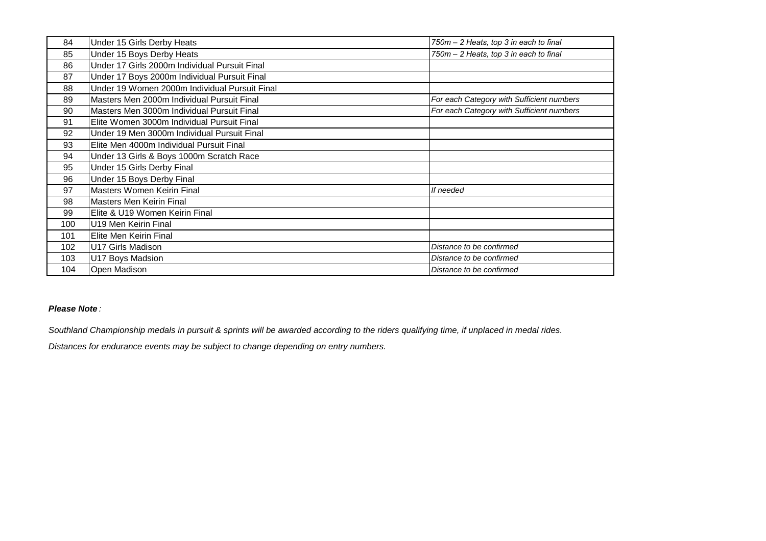| | | |
|---|---|---|
| 84 | Under 15 Girls Derby Heats | *750m – 2 Heats, top 3 in each to final* |
| 85 | Under 15 Boys Derby Heats | *750m – 2 Heats, top 3 in each to final* |
| 86 | Under 17 Girls 2000m Individual Pursuit Final | |
| 87 | Under 17 Boys 2000m Individual Pursuit Final | |
| 88 | Under 19 Women 2000m Individual Pursuit Final | |
| 89 | Masters Men 2000m Individual Pursuit Final | *For each Category with Sufficient numbers* |
| 90 | Masters Men 3000m Individual Pursuit Final | *For each Category with Sufficient numbers* |
| 91 | Elite Women 3000m Individual Pursuit Final | |
| 92 | Under 19 Men 3000m Individual Pursuit Final | |
| 93 | Elite Men 4000m Individual Pursuit Final | |
| 94 | Under 13 Girls & Boys 1000m Scratch Race | |
| 95 | Under 15 Girls Derby Final | |
| 96 | Under 15 Boys Derby Final | |
| 97 | Masters Women Keirin Final | *If needed* |
| 98 | Masters Men Keirin Final | |
| 99 | Elite & U19 Women Keirin Final | |
| 100 | U19 Men Keirin Final | |
| 101 | Elite Men Keirin Final | |
| 102 | U17 Girls Madison | *Distance to be confirmed* |
| 103 | U17 Boys Madsion | *Distance to be confirmed* |
| 104 | Open Madison | *Distance to be confirmed* |

***Please Note*** *:*

*Southland Championship medals in pursuit & sprints will be awarded according to the riders qualifying time, if unplaced in medal rides.*

*Distances for endurance events may be subject to change depending on entry numbers.*